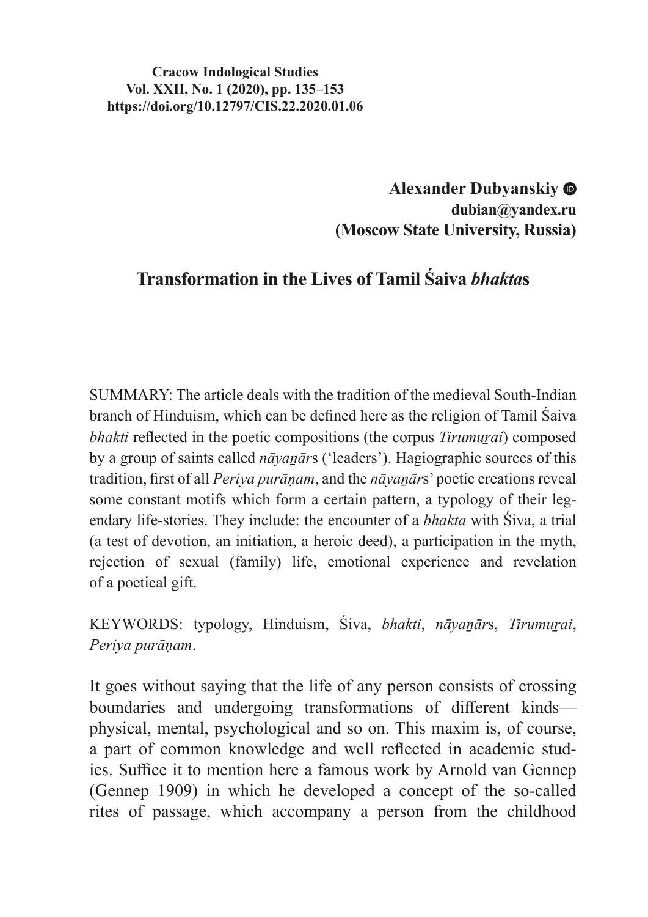**Cracow Indological Studies**
**Vol. XXII, No. 1 (2020), pp. 135–153**
**https://doi.org/10.12797/CIS.22.2020.01.06**

**Alexander Dubyanskiy**
**dubian@yandex.ru**
**(Moscow State University, Russia)**

# Transformation in the Lives of Tamil Śaiva *bhakta*s

SUMMARY: The article deals with the tradition of the medieval South-Indian branch of Hinduism, which can be defined here as the religion of Tamil Śaiva *bhakti* reflected in the poetic compositions (the corpus *Tirumuṟai*) composed by a group of saints called *nāyaṉār*s ('leaders'). Hagiographic sources of this tradition, first of all *Periya purāṇam*, and the *nāyaṉār*s' poetic creations reveal some constant motifs which form a certain pattern, a typology of their legendary life-stories. They include: the encounter of a *bhakta* with Śiva, a trial (a test of devotion, an initiation, a heroic deed), a participation in the myth, rejection of sexual (family) life, emotional experience and revelation of a poetical gift.

KEYWORDS: typology, Hinduism, Śiva, *bhakti*, *nāyaṉār*s, *Tirumuṟai*, *Periya purāṇam*.

It goes without saying that the life of any person consists of crossing boundaries and undergoing transformations of different kinds—physical, mental, psychological and so on. This maxim is, of course, a part of common knowledge and well reflected in academic studies. Suffice it to mention here a famous work by Arnold van Gennep (Gennep 1909) in which he developed a concept of the so-called rites of passage, which accompany a person from the childhood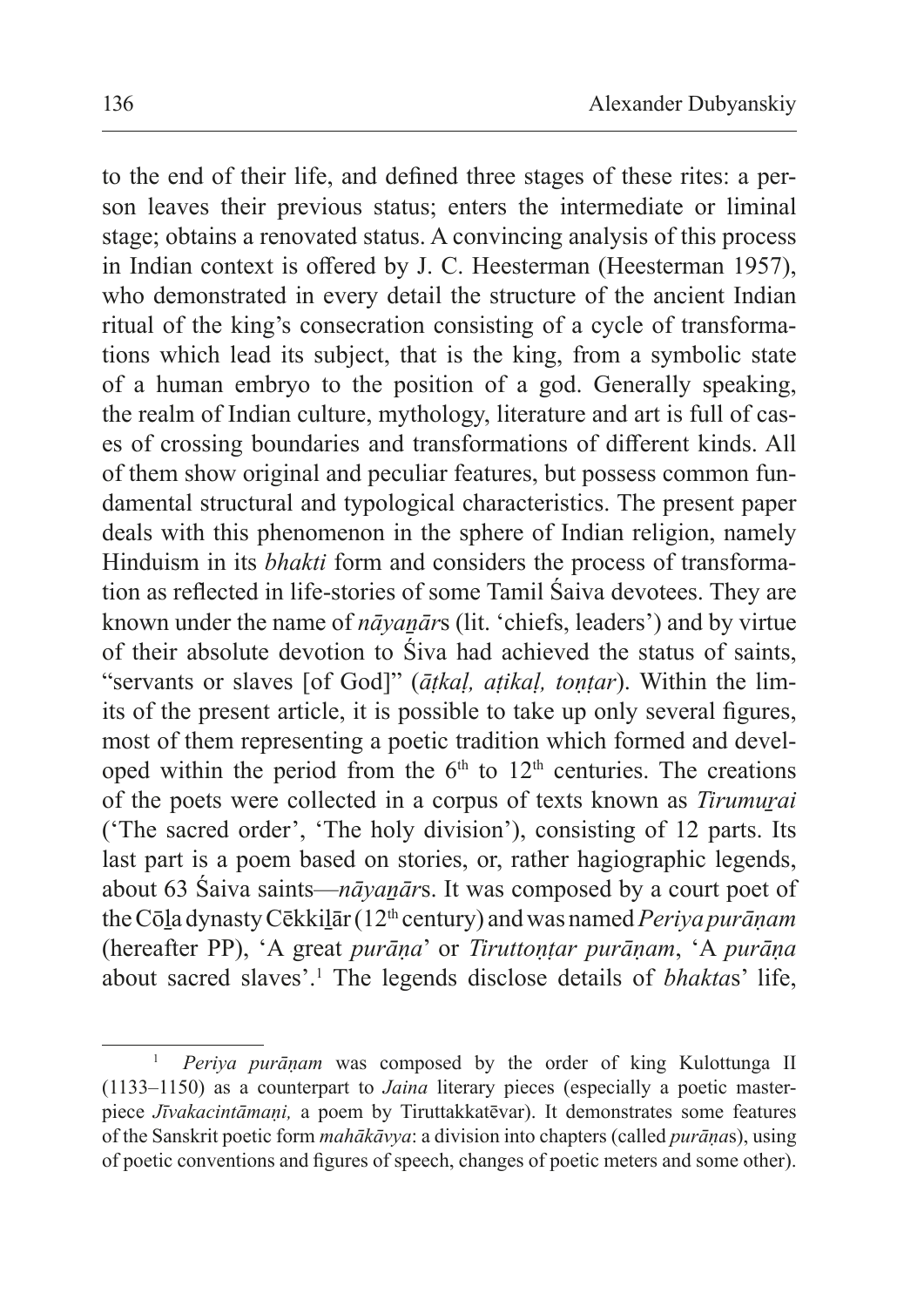to the end of their life, and defined three stages of these rites: a person leaves their previous status; enters the intermediate or liminal stage; obtains a renovated status. A convincing analysis of this process in Indian context is offered by J. C. Heesterman (Heesterman 1957), who demonstrated in every detail the structure of the ancient Indian ritual of the king's consecration consisting of a cycle of transformations which lead its subject, that is the king, from a symbolic state of a human embryo to the position of a god. Generally speaking, the realm of Indian culture, mythology, literature and art is full of cases of crossing boundaries and transformations of different kinds. All of them show original and peculiar features, but possess common fundamental structural and typological characteristics. The present paper deals with this phenomenon in the sphere of Indian religion, namely Hinduism in its *bhakti* form and considers the process of transformation as reflected in life-stories of some Tamil Śaiva devotees. They are known under the name of *nāyaṉār*s (lit. 'chiefs, leaders') and by virtue of their absolute devotion to Śiva had achieved the status of saints, "servants or slaves [of God]" (*āṭkaḷ, aṭikaḷ, toṇṭar*). Within the limits of the present article, it is possible to take up only several figures, most of them representing a poetic tradition which formed and developed within the period from the 6th to 12th centuries. The creations of the poets were collected in a corpus of texts known as *Tirumuṟai* ('The sacred order', 'The holy division'), consisting of 12 parts. Its last part is a poem based on stories, or, rather hagiographic legends, about 63 Śaiva saints—*nāyaṉār*s. It was composed by a court poet of the Cōḻa dynasty Cēkkiḻār (12th century) and was named *Periya purāṇam* (hereafter PP), 'A great *purāṇa*' or *Tiruttoṇṭar purāṇam*, 'A *purāṇa* about sacred slaves'.[1] The legends disclose details of *bhakta*s' life,

[1] *Periya purāṇam* was composed by the order of king Kulottunga II (1133–1150) as a counterpart to *Jaina* literary pieces (especially a poetic masterpiece *Jīvakacintāmaṇi,* a poem by Tiruttakkatēvar). It demonstrates some features of the Sanskrit poetic form *mahākāvya*: a division into chapters (called *purāṇa*s), using of poetic conventions and figures of speech, changes of poetic meters and some other).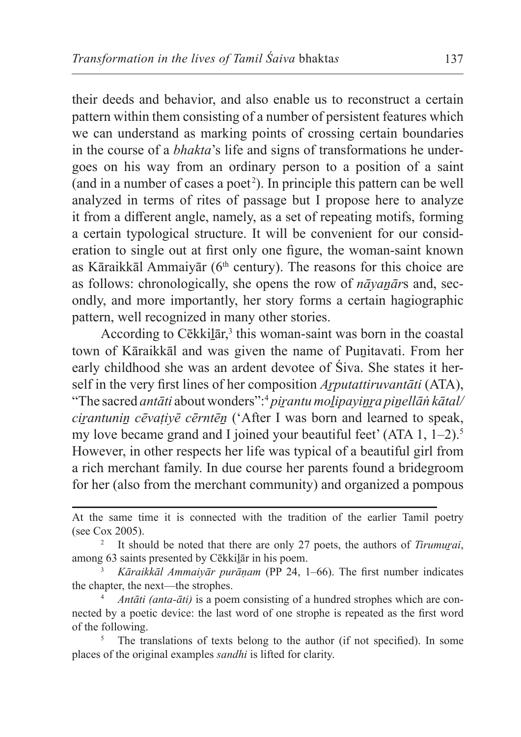their deeds and behavior, and also enable us to reconstruct a certain pattern within them consisting of a number of persistent features which we can understand as marking points of crossing certain boundaries in the course of a *bhakta*'s life and signs of transformations he undergoes on his way from an ordinary person to a position of a saint (and in a number of cases a poet[2]). In principle this pattern can be well analyzed in terms of rites of passage but I propose here to analyze it from a different angle, namely, as a set of repeating motifs, forming a certain typological structure. It will be convenient for our consideration to single out at first only one figure, the woman-saint known as Kāraikkāl Ammaiyār (6th century). The reasons for this choice are as follows: chronologically, she opens the row of *nāyaṉār*s and, secondly, and more importantly, her story forms a certain hagiographic pattern, well recognized in many other stories.

According to Cēkkiḻār,[3] this woman-saint was born in the coastal town of Kāraikkāl and was given the name of Puṉitavati. From her early childhood she was an ardent devotee of Śiva. She states it herself in the very first lines of her composition *Aṟputattiruvantāti* (ATA), "The sacred *antāti* about wonders":[4] *piṟantu moḻipayiṉṟa piṉellāṅ kātal/ ciṟantuniṉ cēvaṭiyē cērntēṉ* ('After I was born and learned to speak, my love became grand and I joined your beautiful feet' (ATA 1, 1–2).[5] However, in other respects her life was typical of a beautiful girl from a rich merchant family. In due course her parents found a bridegroom for her (also from the merchant community) and organized a pompous

---

At the same time it is connected with the tradition of the earlier Tamil poetry (see Cox 2005).

[2] It should be noted that there are only 27 poets, the authors of *Tirumuṟai*, among 63 saints presented by Cēkkiḻār in his poem.

[3] *Kāraikkāl Ammaiyār purāṇam* (PP 24, 1–66). The first number indicates the chapter, the next—the strophes.

[4] *Antāti (anta-āti)* is a poem consisting of a hundred strophes which are connected by a poetic device: the last word of one strophe is repeated as the first word of the following.

[5] The translations of texts belong to the author (if not specified). In some places of the original examples *sandhi* is lifted for clarity.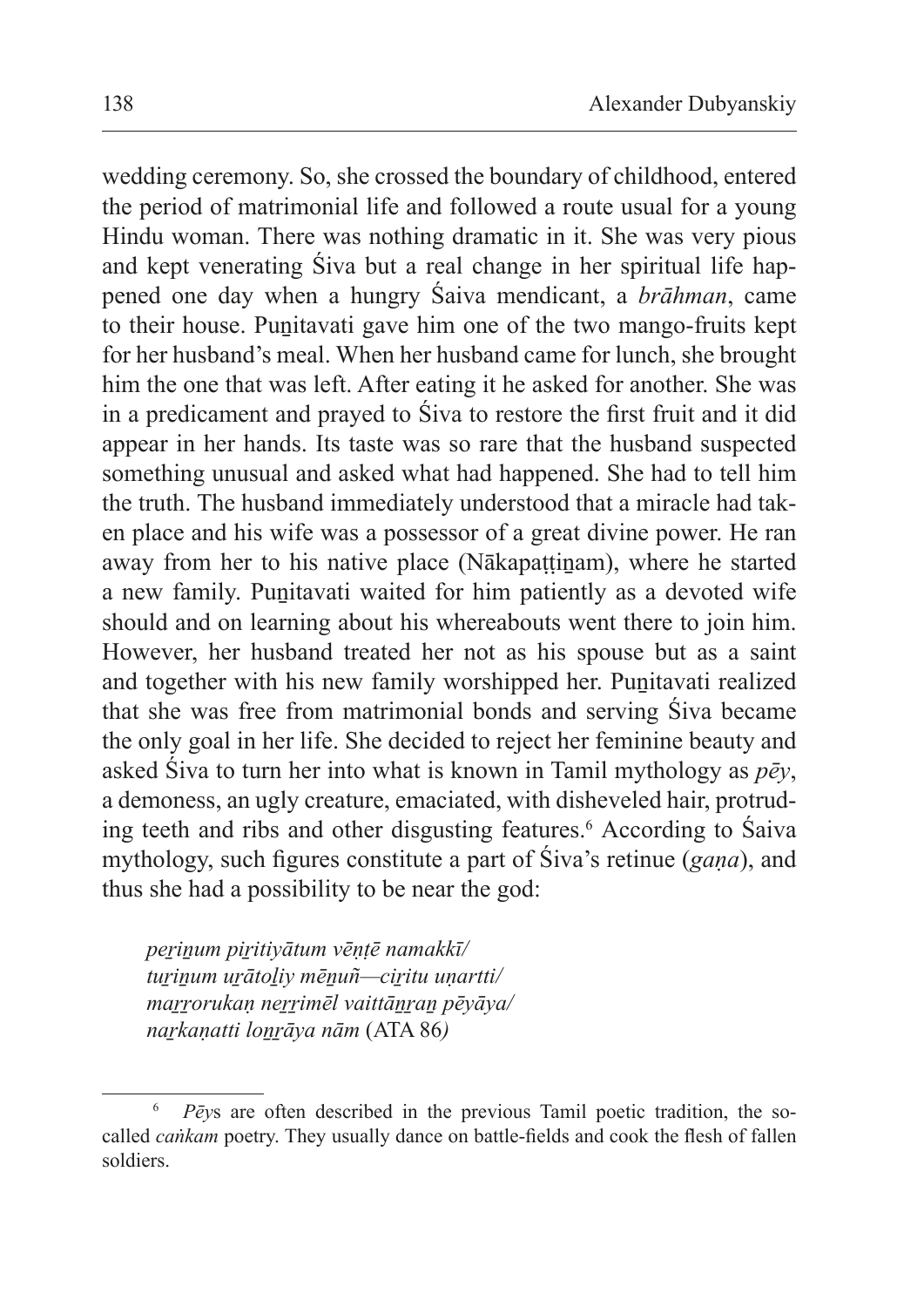wedding ceremony. So, she crossed the boundary of childhood, entered the period of matrimonial life and followed a route usual for a young Hindu woman. There was nothing dramatic in it. She was very pious and kept venerating Śiva but a real change in her spiritual life happened one day when a hungry Śaiva mendicant, a *brāhman*, came to their house. Puṉitavati gave him one of the two mango-fruits kept for her husband's meal. When her husband came for lunch, she brought him the one that was left. After eating it he asked for another. She was in a predicament and prayed to Śiva to restore the first fruit and it did appear in her hands. Its taste was so rare that the husband suspected something unusual and asked what had happened. She had to tell him the truth. The husband immediately understood that a miracle had taken place and his wife was a possessor of a great divine power. He ran away from her to his native place (Nākapaṭṭiṉam), where he started a new family. Puṉitavati waited for him patiently as a devoted wife should and on learning about his whereabouts went there to join him. However, her husband treated her not as his spouse but as a saint and together with his new family worshipped her. Puṉitavati realized that she was free from matrimonial bonds and serving Śiva became the only goal in her life. She decided to reject her feminine beauty and asked Śiva to turn her into what is known in Tamil mythology as *pēy*, a demoness, an ugly creature, emaciated, with disheveled hair, protruding teeth and ribs and other disgusting features.[6] According to Śaiva mythology, such figures constitute a part of Śiva's retinue (*gaṇa*), and thus she had a possibility to be near the god:

> *peṟiṉum piṟitiyātum vēṇṭē namakkī/*
> *tuṟiṉum uṟātoḻiy mēṉuñ—ciṟitu uṇartti/*
> *maṟṟorukaṇ neṟṟimēl vaittāṉṟaṉ pēyāya/*
> *naṟkaṇatti loṉṟāya nām* (ATA 86*)*

---

[6] *Pēy*s are often described in the previous Tamil poetic tradition, the so-called *caṅkam* poetry. They usually dance on battle-fields and cook the flesh of fallen soldiers.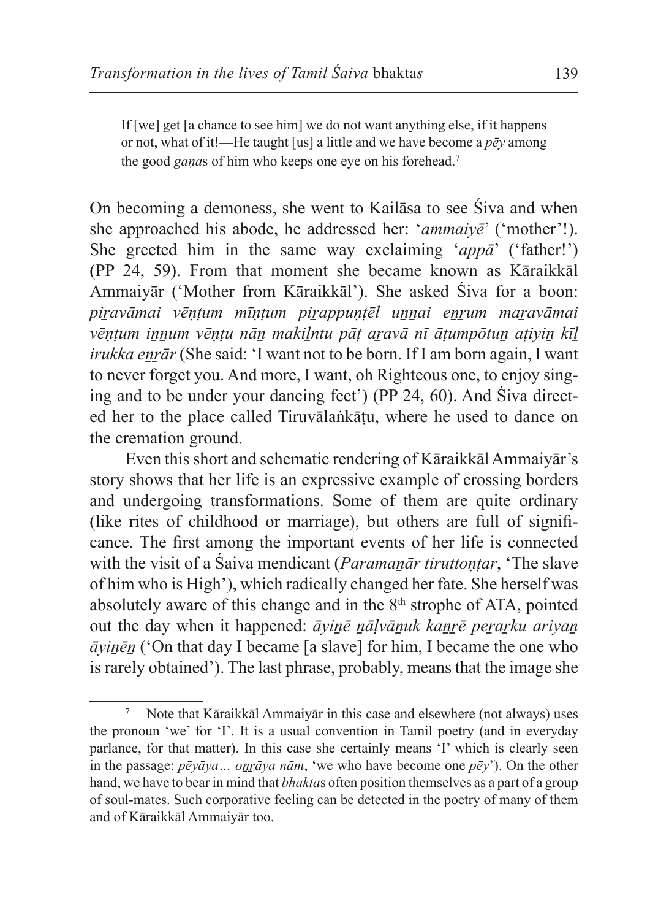> If [we] get [a chance to see him] we do not want anything else, if it happens or not, what of it!—He taught [us] a little and we have become a *pēy* among the good *gaṇa*s of him who keeps one eye on his forehead.[7]

On becoming a demoness, she went to Kailāsa to see Śiva and when she approached his abode, he addressed her: '*ammaiyē*' ('mother'!). She greeted him in the same way exclaiming '*appā*' ('father!') (PP 24, 59). From that moment she became known as Kāraikkāl Ammaiyār ('Mother from Kāraikkāl'). She asked Śiva for a boon: *piṟavāmai vēṇṭum mīṇṭum piṟappuṇṭēl uṉṉai eṉṟum maṟavāmai vēṇṭum iṉṉum vēṇṭu nāṉ makiḻntu pāṭ aṟavā nī āṭumpōtuṉ aṭiyiṉ kīḻ irukka eṉṟār* (She said: 'I want not to be born. If I am born again, I want to never forget you. And more, I want, oh Righteous one, to enjoy singing and to be under your dancing feet') (PP 24, 60). And Śiva directed her to the place called Tiruvālaṅkāṭu, where he used to dance on the cremation ground.

Even this short and schematic rendering of Kāraikkāl Ammaiyār's story shows that her life is an expressive example of crossing borders and undergoing transformations. Some of them are quite ordinary (like rites of childhood or marriage), but others are full of significance. The first among the important events of her life is connected with the visit of a Śaiva mendicant (*Paramaṉār tiruttoṇṭar*, 'The slave of him who is High'), which radically changed her fate. She herself was absolutely aware of this change and in the 8th strophe of ATA, pointed out the day when it happened: *āyiṉē ṉāḷvāṉuk kaṉṟē peṟaṟku ariyaṉ āyiṉēṉ* ('On that day I became [a slave] for him, I became the one who is rarely obtained'). The last phrase, probably, means that the image she

---

[7] Note that Kāraikkāl Ammaiyār in this case and elsewhere (not always) uses the pronoun 'we' for 'I'. It is a usual convention in Tamil poetry (and in everyday parlance, for that matter). In this case she certainly means 'I' which is clearly seen in the passage: *pēyāya… oṉṟāya nām*, 'we who have become one *pēy*'). On the other hand, we have to bear in mind that *bhakta*s often position themselves as a part of a group of soul-mates. Such corporative feeling can be detected in the poetry of many of them and of Kāraikkāl Ammaiyār too.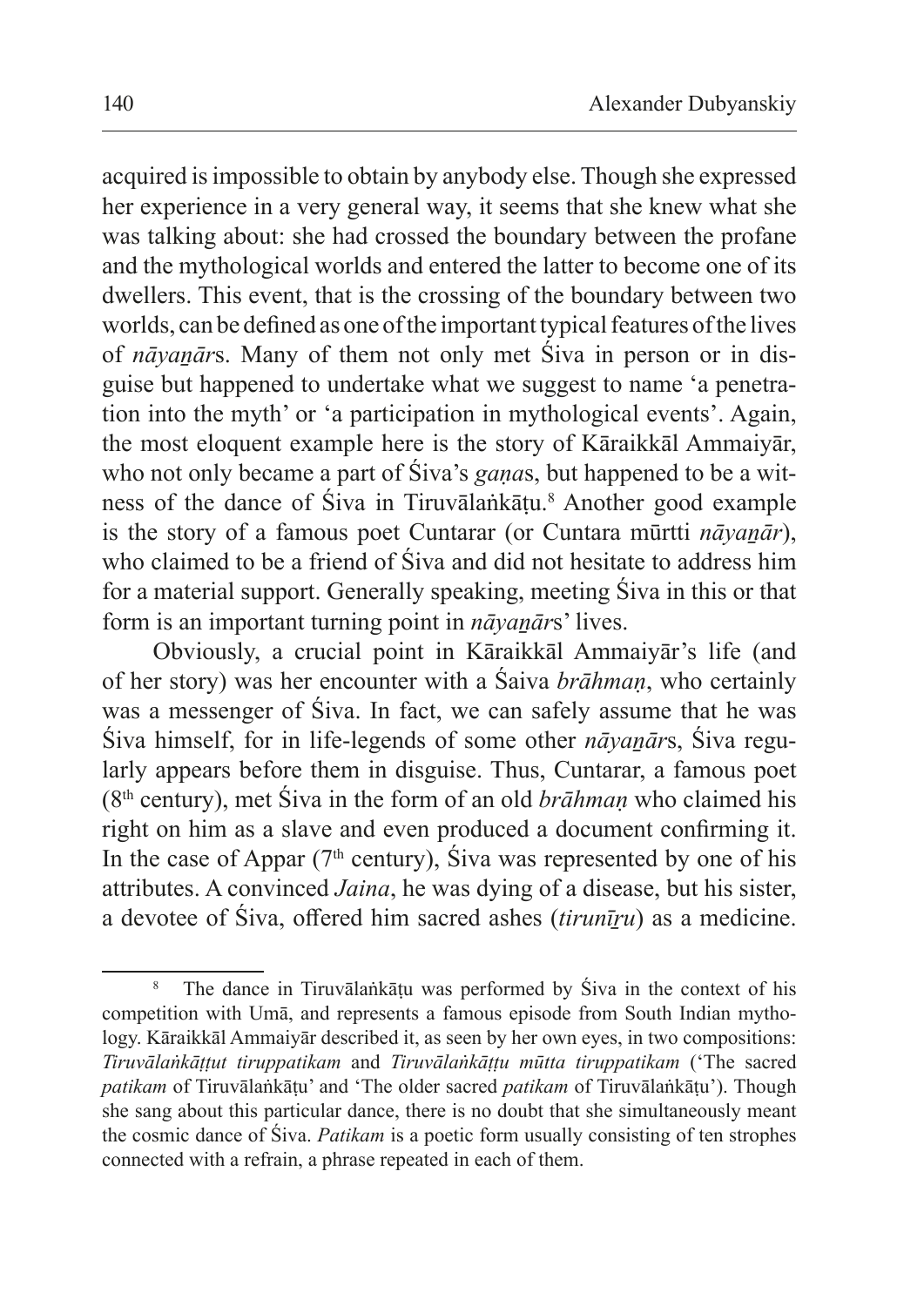acquired is impossible to obtain by anybody else. Though she expressed her experience in a very general way, it seems that she knew what she was talking about: she had crossed the boundary between the profane and the mythological worlds and entered the latter to become one of its dwellers. This event, that is the crossing of the boundary between two worlds, can be defined as one of the important typical features of the lives of *nāyaṉār*s. Many of them not only met Śiva in person or in disguise but happened to undertake what we suggest to name 'a penetration into the myth' or 'a participation in mythological events'. Again, the most eloquent example here is the story of Kāraikkāl Ammaiyār, who not only became a part of Śiva's *gaṇa*s, but happened to be a witness of the dance of Śiva in Tiruvālaṅkāṭu.[8] Another good example is the story of a famous poet Cuntarar (or Cuntara mūrtti *nāyaṉār*), who claimed to be a friend of Śiva and did not hesitate to address him for a material support. Generally speaking, meeting Śiva in this or that form is an important turning point in *nāyaṉār*s' lives.

Obviously, a crucial point in Kāraikkāl Ammaiyār's life (and of her story) was her encounter with a Śaiva *brāhmaṇ*, who certainly was a messenger of Śiva. In fact, we can safely assume that he was Śiva himself, for in life-legends of some other *nāyaṉār*s, Śiva regularly appears before them in disguise. Thus, Cuntarar, a famous poet (8th century), met Śiva in the form of an old *brāhmaṇ* who claimed his right on him as a slave and even produced a document confirming it. In the case of Appar (7th century), Śiva was represented by one of his attributes. A convinced *Jaina*, he was dying of a disease, but his sister, a devotee of Śiva, offered him sacred ashes (*tirunīṟu*) as a medicine.

---

[8] The dance in Tiruvālaṅkāṭu was performed by Śiva in the context of his competition with Umā, and represents a famous episode from South Indian mythology. Kāraikkāl Ammaiyār described it, as seen by her own eyes, in two compositions: *Tiruvālaṅkāṭṭut tiruppatikam* and *Tiruvālaṅkāṭṭu mūtta tiruppatikam* ('The sacred *patikam* of Tiruvālaṅkāṭu' and 'The older sacred *patikam* of Tiruvālaṅkāṭu'). Though she sang about this particular dance, there is no doubt that she simultaneously meant the cosmic dance of Śiva. *Patikam* is a poetic form usually consisting of ten strophes connected with a refrain, a phrase repeated in each of them.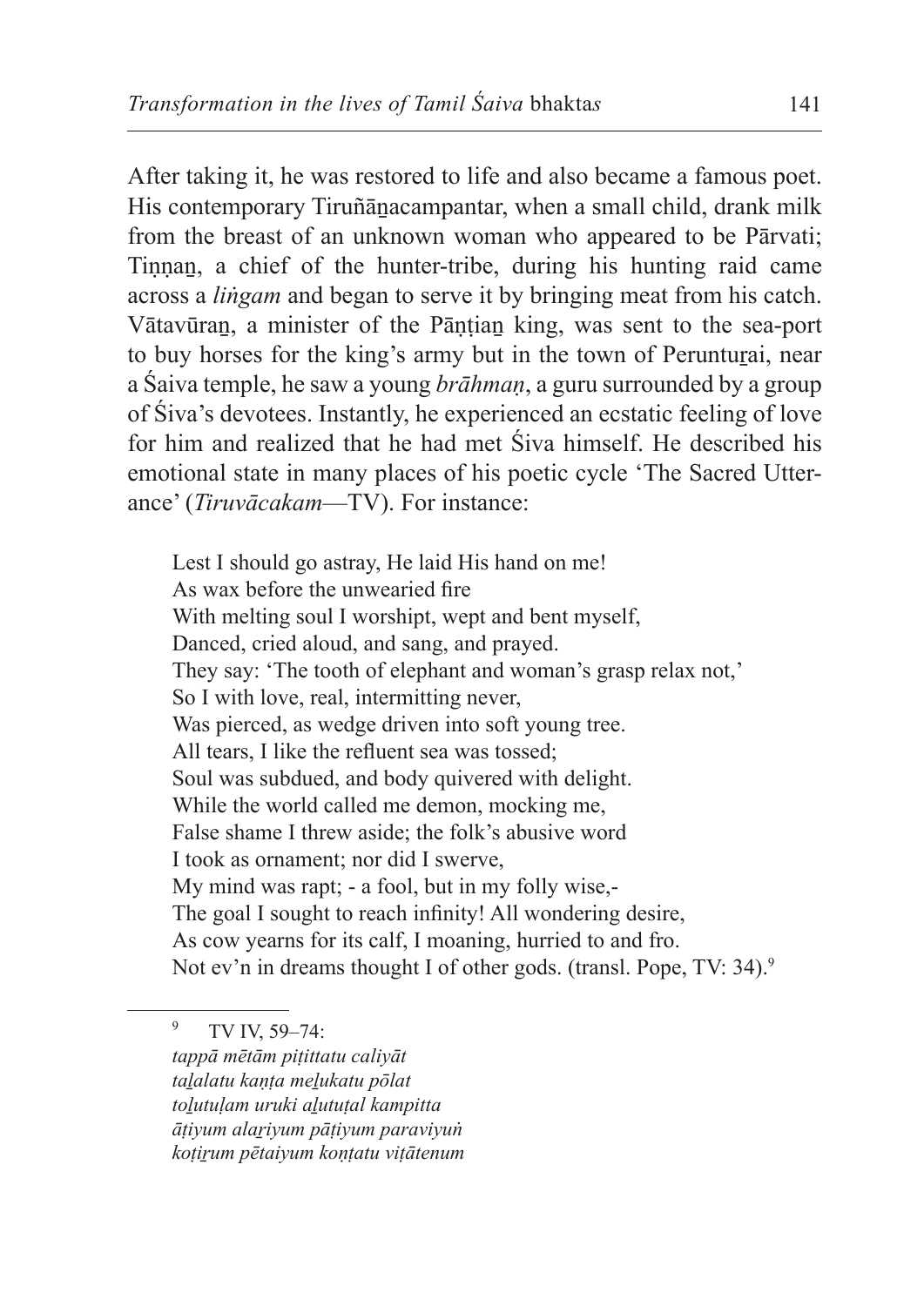After taking it, he was restored to life and also became a famous poet. His contemporary Tiruñāṉacampantar, when a small child, drank milk from the breast of an unknown woman who appeared to be Pārvati; Tiṇṇaṉ, a chief of the hunter-tribe, during his hunting raid came across a *liṅgam* and began to serve it by bringing meat from his catch. Vātavūraṉ, a minister of the Pāṇṭiaṉ king, was sent to the sea-port to buy horses for the king's army but in the town of Peruntuṟai, near a Śaiva temple, he saw a young *brāhmaṇ*, a guru surrounded by a group of Śiva's devotees. Instantly, he experienced an ecstatic feeling of love for him and realized that he had met Śiva himself. He described his emotional state in many places of his poetic cycle 'The Sacred Utterance' (*Tiruvācakam*—TV). For instance:

> Lest I should go astray, He laid His hand on me!
> As wax before the unwearied fire
> With melting soul I worshipt, wept and bent myself,
> Danced, cried aloud, and sang, and prayed.
> They say: 'The tooth of elephant and woman's grasp relax not,'
> So I with love, real, intermitting never,
> Was pierced, as wedge driven into soft young tree.
> All tears, I like the refluent sea was tossed;
> Soul was subdued, and body quivered with delight.
> While the world called me demon, mocking me,
> False shame I threw aside; the folk's abusive word
> I took as ornament; nor did I swerve,
> My mind was rapt; - a fool, but in my folly wise,-
> The goal I sought to reach infinity! All wondering desire,
> As cow yearns for its calf, I moaning, hurried to and fro.
> Not ev'n in dreams thought I of other gods. (transl. Pope, TV: 34).[9]

---

[9] TV IV, 59–74:
*tappā mētām piṭittatu caliyāt*
*taḻalatu kaṇṭa meḻukatu pōlat*
*toḻutuḷam uruki aḻutuṭal kampitta*
*āṭiyum alaṟiyum pāṭiyum paraviyuṅ*
*koṭiṟum pētaiyum koṇṭatu viṭātenum*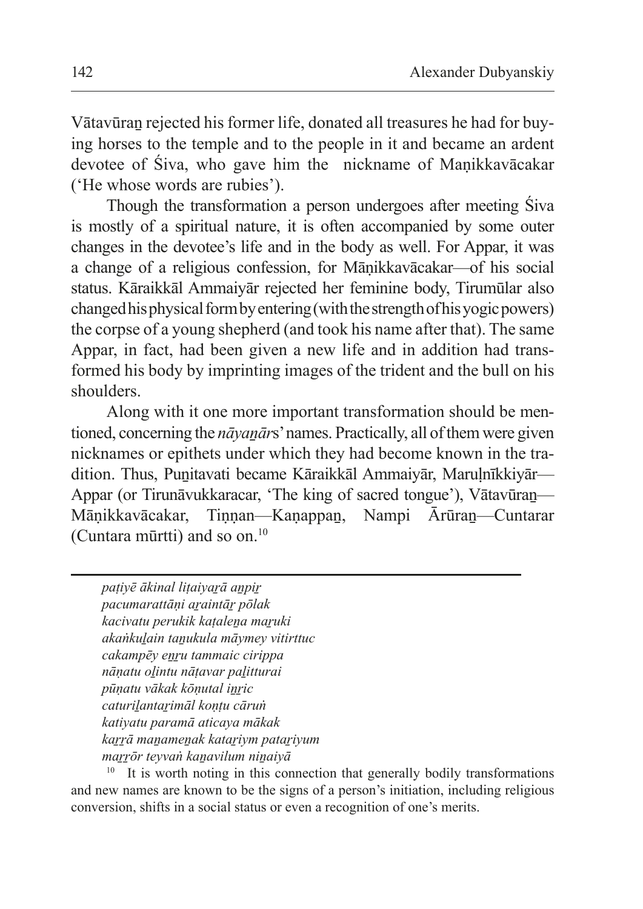Vātavūraṉ rejected his former life, donated all treasures he had for buying horses to the temple and to the people in it and became an ardent devotee of Śiva, who gave him the nickname of Maṇikkavācakar ('He whose words are rubies').

Though the transformation a person undergoes after meeting Śiva is mostly of a spiritual nature, it is often accompanied by some outer changes in the devotee's life and in the body as well. For Appar, it was a change of a religious confession, for Māṇikkavācakar—of his social status. Kāraikkāl Ammaiyār rejected her feminine body, Tirumūlar also changed his physical form by entering (with the strength of his yogic powers) the corpse of a young shepherd (and took his name after that). The same Appar, in fact, had been given a new life and in addition had transformed his body by imprinting images of the trident and the bull on his shoulders.

Along with it one more important transformation should be mentioned, concerning the *nāyaṉār*s' names. Practically, all of them were given nicknames or epithets under which they had become known in the tradition. Thus, Puṉitavati became Kāraikkāl Ammaiyār, Maruḷnīkkiyār—Appar (or Tirunāvukkaracar, 'The king of sacred tongue'), Vātavūraṉ—Māṇikkavācakar, Tiṇṇan—Kaṇappaṉ, Nampi Ārūraṉ—Cuntarar (Cuntara mūrtti) and so on.[10]

---

*paṭiyē ākinal liṭaiyaṟā aṉpiṟ*
*pacumarattāṇi aṟaintāṟ pōlak*
*kacivatu perukik kaṭaleṉa maṟuki*
*akaṅkuḻain taṉukula māymey vitirttuc*
*cakampēy eṉṟu tammaic cirippa*
*nāṇatu oḻintu nāṭavar paḻitturai*
*pūṇatu vākak kōṇutal iṉṟic*
*caturiḻantaṟimāl koṇṭu cāruṅ*
*katiyatu paramā aticaya mākak*
*kaṟṟā maṉameṉak kataṟiym pataṟiyum*
*maṟṟōr teyvaṅ kaṉavilum niṉaiyā*

[10] It is worth noting in this connection that generally bodily transformations and new names are known to be the signs of a person's initiation, including religious conversion, shifts in a social status or even a recognition of one's merits.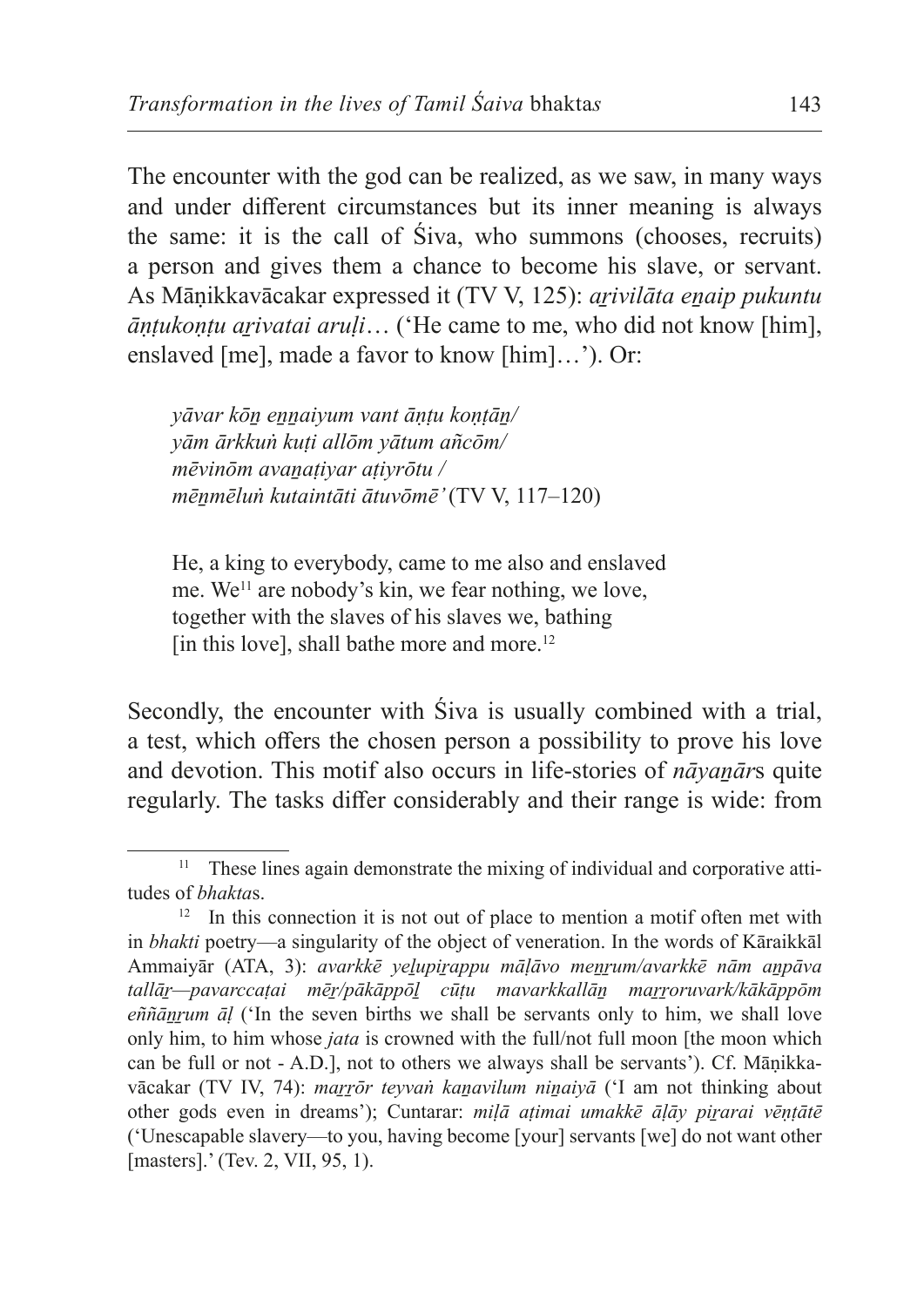The encounter with the god can be realized, as we saw, in many ways and under different circumstances but its inner meaning is always the same: it is the call of Śiva, who summons (chooses, recruits) a person and gives them a chance to become his slave, or servant. As Māṇikkavācakar expressed it (TV V, 125): *aṟivilāta eṉaip pukuntu āṇṭukoṇṭu aṟivatai aruḷi*… ('He came to me, who did not know [him], enslaved [me], made a favor to know [him]…'). Or:

> *yāvar kōṉ eṉṉaiyum vant āṇṭu koṇṭāṉ/*
> *yām ārkkuṅ kuṭi allōm yātum añcōm/*
> *mēvinōm avaṉaṭiyar aṭiyrōtu /*
> *mēṉmēluṅ kutaintāti ātuvōmē'* (TV V, 117–120)
>
> He, a king to everybody, came to me also and enslaved me. We[11] are nobody's kin, we fear nothing, we love, together with the slaves of his slaves we, bathing [in this love], shall bathe more and more.[12]

Secondly, the encounter with Śiva is usually combined with a trial, a test, which offers the chosen person a possibility to prove his love and devotion. This motif also occurs in life-stories of *nāyaṉār*s quite regularly. The tasks differ considerably and their range is wide: from

---

[11] These lines again demonstrate the mixing of individual and corporative attitudes of *bhakta*s.

[12] In this connection it is not out of place to mention a motif often met with in *bhakti* poetry—a singularity of the object of veneration. In the words of Kāraikkāl Ammaiyār (ATA, 3): *avarkkē yeḻupiṟappu māḷāvo meṉṟum/avarkkē nām aṉpāva tallāṟ—pavarccaṭai mēṟ/pākāppōḻ cūṭu mavarkkallāṉ maṟṟoruvark/kākāppōm eññāṉṟum āḷ* ('In the seven births we shall be servants only to him, we shall love only him, to him whose *jata* is crowned with the full/not full moon [the moon which can be full or not - A.D.], not to others we always shall be servants'). Cf. Māṇikkavācakar (TV IV, 74): *maṟṟōr teyvaṅ kaṉavilum niṉaiyā* ('I am not thinking about other gods even in dreams'); Cuntarar: *miḷā aṭimai umakkē āḷāy piṟarai vēṇṭātē* ('Unescapable slavery—to you, having become [your] servants [we] do not want other [masters].' (Tev. 2, VII, 95, 1).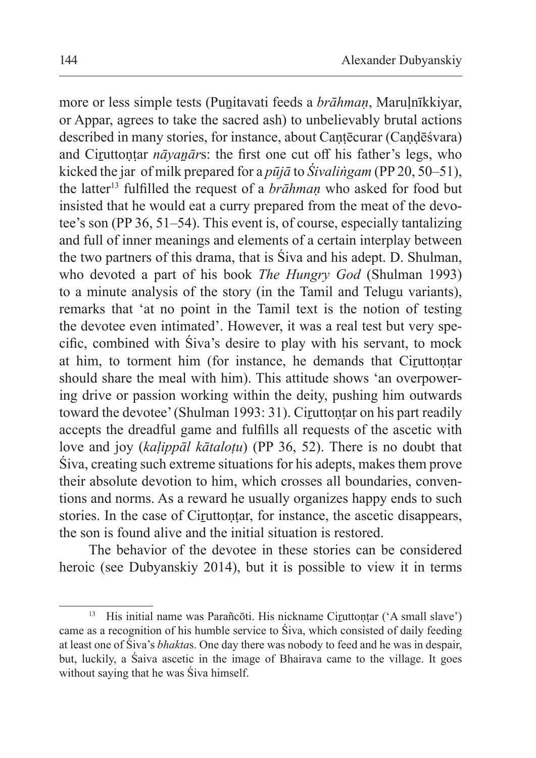more or less simple tests (Puṉitavati feeds a *brāhmaṇ*, Maruḷnīkkiyar, or Appar, agrees to take the sacred ash) to unbelievably brutal actions described in many stories, for instance, about Caṇṭēcurar (Caṇḍēśvara) and Ciṟuttoṇṭar *nāyaṉār*s: the first one cut off his father's legs, who kicked the jar of milk prepared for a *pūjā* to *Śivaliṅgam* (PP 20, 50–51), the latter[13] fulfilled the request of a *brāhmaṇ* who asked for food but insisted that he would eat a curry prepared from the meat of the devotee's son (PP 36, 51–54). This event is, of course, especially tantalizing and full of inner meanings and elements of a certain interplay between the two partners of this drama, that is Śiva and his adept. D. Shulman, who devoted a part of his book *The Hungry God* (Shulman 1993) to a minute analysis of the story (in the Tamil and Telugu variants), remarks that 'at no point in the Tamil text is the notion of testing the devotee even intimated'. However, it was a real test but very specific, combined with Śiva's desire to play with his servant, to mock at him, to torment him (for instance, he demands that Ciṟuttoṇṭar should share the meal with him). This attitude shows 'an overpowering drive or passion working within the deity, pushing him outwards toward the devotee' (Shulman 1993: 31). Ciṟuttoṇṭar on his part readily accepts the dreadful game and fulfills all requests of the ascetic with love and joy (*kaḷippāl kātaloṭu*) (PP 36, 52). There is no doubt that Śiva, creating such extreme situations for his adepts, makes them prove their absolute devotion to him, which crosses all boundaries, conventions and norms. As a reward he usually organizes happy ends to such stories. In the case of Ciṟuttoṇṭar, for instance, the ascetic disappears, the son is found alive and the initial situation is restored.

The behavior of the devotee in these stories can be considered heroic (see Dubyanskiy 2014), but it is possible to view it in terms

---

[13] His initial name was Parañcōti. His nickname Ciṟuttoṇṭar ('A small slave') came as a recognition of his humble service to Śiva, which consisted of daily feeding at least one of Śiva's *bhakta*s. One day there was nobody to feed and he was in despair, but, luckily, a Śaiva ascetic in the image of Bhairava came to the village. It goes without saying that he was Śiva himself.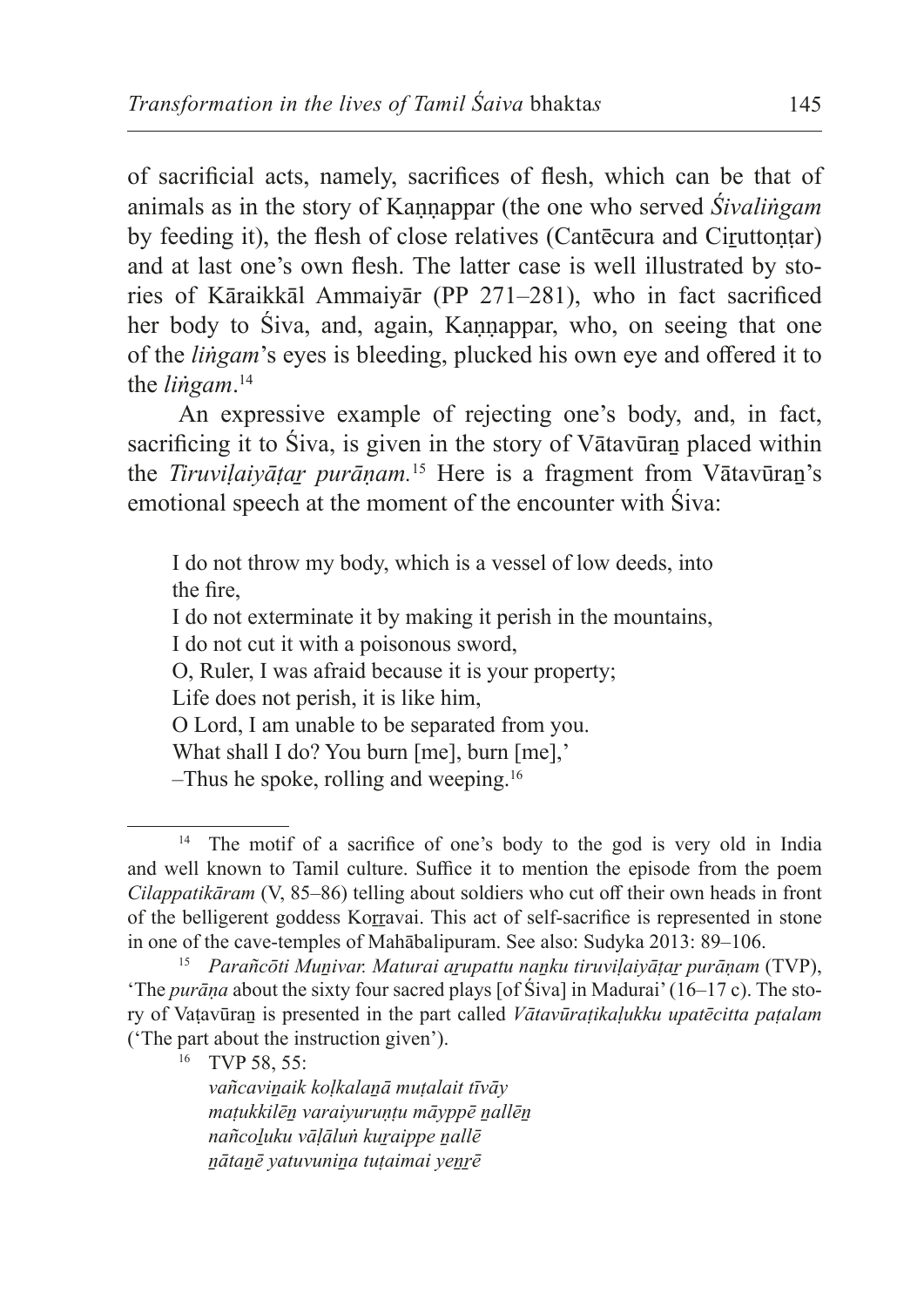of sacrificial acts, namely, sacrifices of flesh, which can be that of animals as in the story of Kaṇṇappar (the one who served *Śivaliṅgam* by feeding it), the flesh of close relatives (Cantēcura and Ciṟuttoṇṭar) and at last one's own flesh. The latter case is well illustrated by stories of Kāraikkāl Ammaiyār (PP 271–281), who in fact sacrificed her body to Śiva, and, again, Kaṇṇappar, who, on seeing that one of the *liṅgam*'s eyes is bleeding, plucked his own eye and offered it to the *liṅgam*.[14]

An expressive example of rejecting one's body, and, in fact, sacrificing it to Śiva, is given in the story of Vātavūraṉ placed within the *Tiruviḷaiyāṭaṟ purāṇam.*[15] Here is a fragment from Vātavūraṉ's emotional speech at the moment of the encounter with Śiva:

> I do not throw my body, which is a vessel of low deeds, into the fire,
> I do not exterminate it by making it perish in the mountains,
> I do not cut it with a poisonous sword,
> O, Ruler, I was afraid because it is your property;
> Life does not perish, it is like him,
> O Lord, I am unable to be separated from you.
> What shall I do? You burn [me], burn [me],'
> –Thus he spoke, rolling and weeping.[16]

---

[14] The motif of a sacrifice of one's body to the god is very old in India and well known to Tamil culture. Suffice it to mention the episode from the poem *Cilappatikāram* (V, 85–86) telling about soldiers who cut off their own heads in front of the belligerent goddess Koṟṟavai. This act of self-sacrifice is represented in stone in one of the cave-temples of Mahābalipuram. See also: Sudyka 2013: 89–106.

[15] *Parañcōti Muṉivar. Maturai aṟupattu naṉku tiruviḷaiyāṭaṟ purāṇam* (TVP), 'The *purāṇa* about the sixty four sacred plays [of Śiva] in Madurai' (16–17 c). The story of Vaṭavūraṉ is presented in the part called *Vātavūraṭikaḷukku upatēcitta paṭalam* ('The part about the instruction given').

[16] TVP 58, 55:
*vañcaviṉaik koḷkalaṉā muṭalait tīvāy*
*maṭukkilēṉ varaiyuruṇṭu māyppē ṉallēṉ*
*nañcoḻuku vāḷāluṅ kuṟaippe ṉallē*
*ṉātaṉē yatuvuniṉa tuṭaimai yeṉṟē*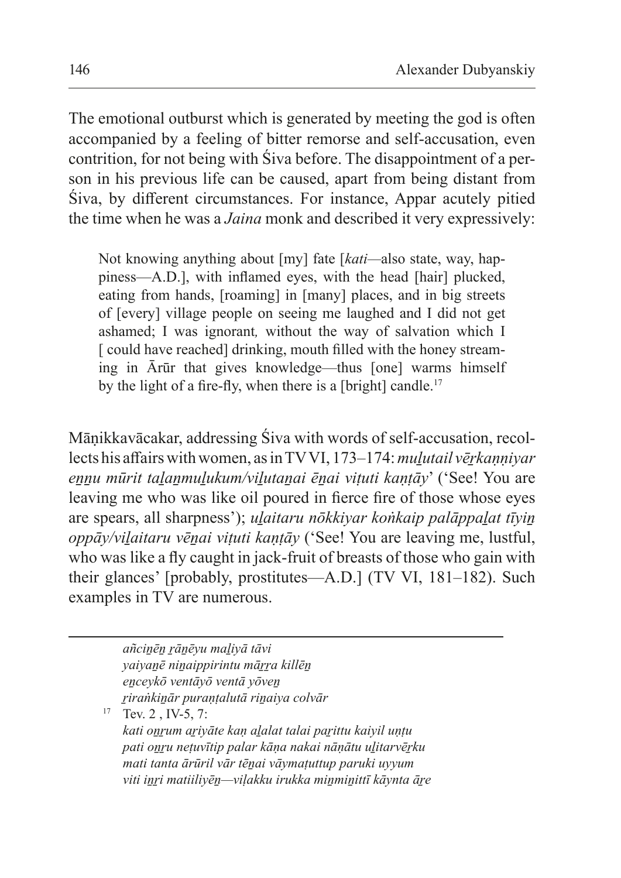The emotional outburst which is generated by meeting the god is often accompanied by a feeling of bitter remorse and self-accusation, even contrition, for not being with Śiva before. The disappointment of a person in his previous life can be caused, apart from being distant from Śiva, by different circumstances. For instance, Appar acutely pitied the time when he was a *Jaina* monk and described it very expressively:

> Not knowing anything about [my] fate [*kati*—also state, way, happiness—A.D.], with inflamed eyes, with the head [hair] plucked, eating from hands, [roaming] in [many] places, and in big streets of [every] village people on seeing me laughed and I did not get ashamed; I was ignorant*,* without the way of salvation which I [ could have reached] drinking, mouth filled with the honey streaming in Ārūr that gives knowledge—thus [one] warms himself by the light of a fire-fly, when there is a [bright] candle.[17]

Māṇikkavācakar, addressing Śiva with words of self-accusation, recollects his affairs with women, as in TV VI, 173–174: *muḻutail vēṟkaṇṇiyar eṉṉu mūrit taḻaṉmuḻukum/viḻutaṉai ēṉai viṭuti kaṇṭāy*' ('See! You are leaving me who was like oil poured in fierce fire of those whose eyes are spears, all sharpness'); *uḻaitaru nōkkiyar koṅkaip palāppaḻat tīyiṉ oppāy/viḻaitaru vēṉai viṭuti kaṇṭāy* ('See! You are leaving me, lustful, who was like a fly caught in jack-fruit of breasts of those who gain with their glances' [probably, prostitutes—A.D.] (TV VI, 181–182). Such examples in TV are numerous.

---

*añciṉēṉ ṟāṉēyu maḻiyā tāvi*
*yaiyaṉē niṉaippirintu māṟṟa killēṉ*
*eṉceykō ventāyō ventā yōveṉ*
*ṟiraṅkiṉār puraṇṭalutā riṉaiya colvār*

[17] Tev. 2 , IV-5, 7:
*kati oṉṟum aṟiyāte kaṇ aḻalat talai paṟittu kaiyil uṇṭu*
*pati oṉṟu neṭuvītip palar kāṇa nakai nāṇātu uḻitarvēṟku*
*mati tanta ārūril vār tēṉai vāymaṭuttup paruki uyyum*
*viti iṉṟi matiiliyēṉ—viḷakku irukka miṉmiṉittī kāynta āṟe*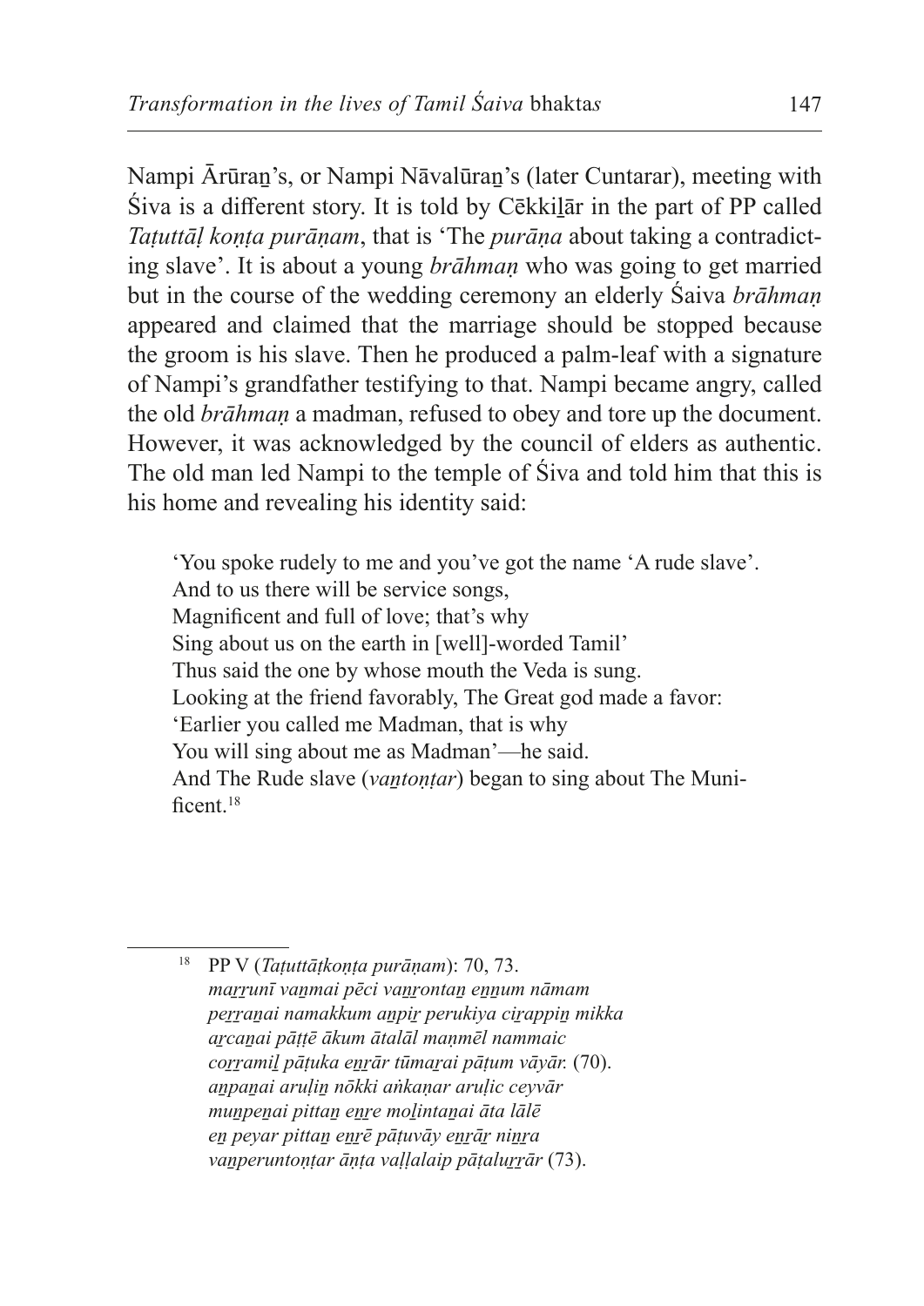Nampi Ārūraṉ's, or Nampi Nāvalūraṉ's (later Cuntarar), meeting with Śiva is a different story. It is told by Cēkkiḻār in the part of PP called *Taṭuttāḷ koṇṭa purāṇam*, that is 'The *purāṇa* about taking a contradicting slave'. It is about a young *brāhmaṇ* who was going to get married but in the course of the wedding ceremony an elderly Śaiva *brāhmaṇ* appeared and claimed that the marriage should be stopped because the groom is his slave. Then he produced a palm-leaf with a signature of Nampi's grandfather testifying to that. Nampi became angry, called the old *brāhmaṇ* a madman, refused to obey and tore up the document. However, it was acknowledged by the council of elders as authentic. The old man led Nampi to the temple of Śiva and told him that this is his home and revealing his identity said:

> 'You spoke rudely to me and you've got the name 'A rude slave'.
> And to us there will be service songs,
> Magnificent and full of love; that's why
> Sing about us on the earth in [well]-worded Tamil'
> Thus said the one by whose mouth the Veda is sung.
> Looking at the friend favorably, The Great god made a favor:
> 'Earlier you called me Madman, that is why
> You will sing about me as Madman'—he said.
> And The Rude slave (*vaṉtoṇṭar*) began to sing about The Munificent.[18]

---

[18] PP V (*Taṭuttāṭkoṇṭa purāṇam*): 70, 73.
*maṟṟunī vaṉmai pēci vaṉṟontaṉ eṉṉum nāmam*
*peṟṟaṉai namakkum aṉpiṟ perukiya ciṟappiṉ mikka*
*aṟcaṉai pāṭṭē ākum ātalāl maṇmēl nammaic*
*coṟṟamiḻ pāṭuka eṉṟār tūmaṟai pāṭum vāyār.* (70).
*aṉpaṉai aruḷiṉ nōkki aṅkaṇar aruḷic ceyvār*
*muṉpeṉai pittaṉ eṉṟe moḻintaṉai āta lālē*
*eṉ peyar pittaṉ eṉṟē pāṭuvāy eṉṟāṟ niṉṟa*
*vaṉperuntoṇṭar āṇṭa vaḷḷalaip pāṭaluṟṟār* (73).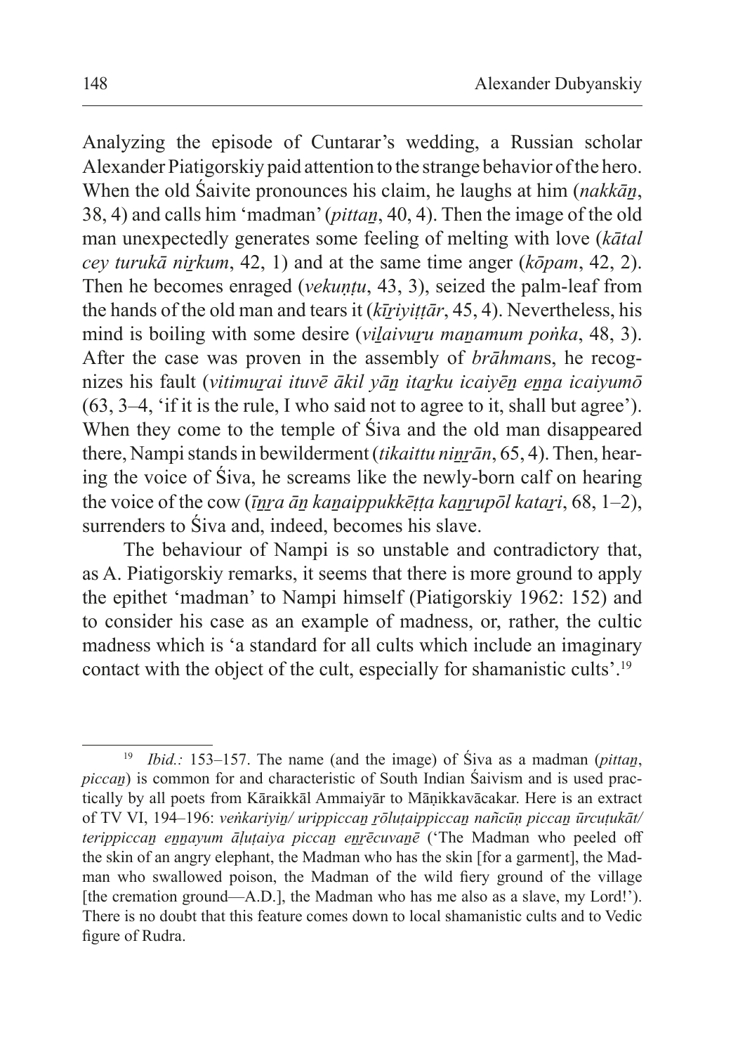Analyzing the episode of Cuntarar's wedding, a Russian scholar Alexander Piatigorskiy paid attention to the strange behavior of the hero. When the old Śaivite pronounces his claim, he laughs at him (*nakkāṉ*, 38, 4) and calls him 'madman' (*pittaṉ*, 40, 4). Then the image of the old man unexpectedly generates some feeling of melting with love (*kātal cey turukā niṟkum*, 42, 1) and at the same time anger (*kōpam*, 42, 2). Then he becomes enraged (*vekuṇṭu*, 43, 3), seized the palm-leaf from the hands of the old man and tears it (*kīṟiyiṭṭār*, 45, 4). Nevertheless, his mind is boiling with some desire (*viḻaivuṟu maṉamum poṅka*, 48, 3). After the case was proven in the assembly of *brāhman*s, he recognizes his fault (*vitimuṟai ituvē ākil yāṉ itaṟku icaiyēṉ eṉṉa icaiyumō* (63, 3–4, 'if it is the rule, I who said not to agree to it, shall but agree'). When they come to the temple of Śiva and the old man disappeared there, Nampi stands in bewilderment (*tikaittu niṉṟāṉ*, 65, 4). Then, hearing the voice of Śiva, he screams like the newly-born calf on hearing the voice of the cow (*īṉṟa āṉ kaṉaippukkēṭṭa kaṉṟupōl kataṟi*, 68, 1–2), surrenders to Śiva and, indeed, becomes his slave.

The behaviour of Nampi is so unstable and contradictory that, as A. Piatigorskiy remarks, it seems that there is more ground to apply the epithet 'madman' to Nampi himself (Piatigorskiy 1962: 152) and to consider his case as an example of madness, or, rather, the cultic madness which is 'a standard for all cults which include an imaginary contact with the object of the cult, especially for shamanistic cults'.[19]

---

[19] *Ibid.:* 153–157. The name (and the image) of Śiva as a madman (*pittaṉ*, *piccaṉ*) is common for and characteristic of South Indian Śaivism and is used practically by all poets from Kāraikkāl Ammaiyār to Māṇikkavācakar. Here is an extract of TV VI, 194–196: *veṅkariyiṉ/ urippiccaṉ ṟōluṭaippiccaṉ nañcūṇ piccaṉ ūrcuṭukāt/ terippiccaṉ eṉṉayum āḷuṭaiya piccaṉ eṉṟēcuvaṉē* ('The Madman who peeled off the skin of an angry elephant, the Madman who has the skin [for a garment], the Madman who swallowed poison, the Madman of the wild fiery ground of the village [the cremation ground—A.D.], the Madman who has me also as a slave, my Lord!'). There is no doubt that this feature comes down to local shamanistic cults and to Vedic figure of Rudra.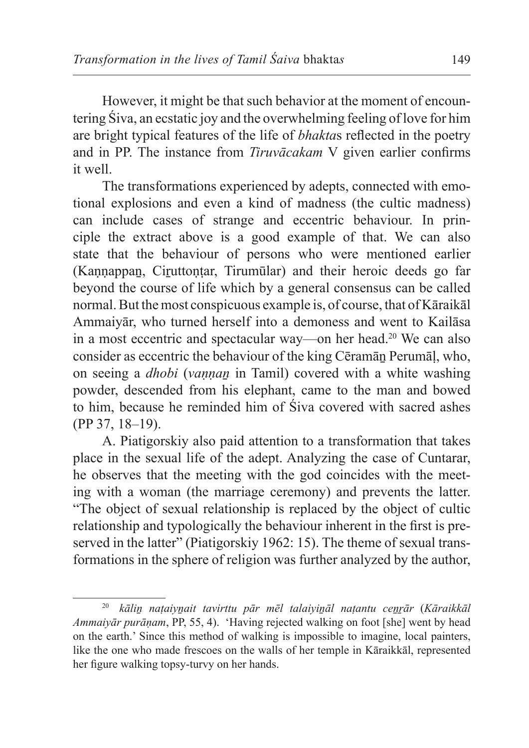However, it might be that such behavior at the moment of encountering Śiva, an ecstatic joy and the overwhelming feeling of love for him are bright typical features of the life of *bhakta*s reflected in the poetry and in PP. The instance from *Tiruvācakam* V given earlier confirms it well.

The transformations experienced by adepts, connected with emotional explosions and even a kind of madness (the cultic madness) can include cases of strange and eccentric behaviour. In principle the extract above is a good example of that. We can also state that the behaviour of persons who were mentioned earlier (Kaṇṇappaṉ, Ciṟuttoṇṭar, Tirumūlar) and their heroic deeds go far beyond the course of life which by a general consensus can be called normal. But the most conspicuous example is, of course, that of Kāraikāl Ammaiyār, who turned herself into a demoness and went to Kailāsa in a most eccentric and spectacular way—on her head.[20] We can also consider as eccentric the behaviour of the king Cēramāṉ Perumāḷ, who, on seeing a *dhobi* (*vaṇṇaṉ* in Tamil) covered with a white washing powder, descended from his elephant, came to the man and bowed to him, because he reminded him of Śiva covered with sacred ashes (PP 37, 18–19).

A. Piatigorskiy also paid attention to a transformation that takes place in the sexual life of the adept. Analyzing the case of Cuntarar, he observes that the meeting with the god coincides with the meeting with a woman (the marriage ceremony) and prevents the latter. "The object of sexual relationship is replaced by the object of cultic relationship and typologically the behaviour inherent in the first is preserved in the latter" (Piatigorskiy 1962: 15). The theme of sexual transformations in the sphere of religion was further analyzed by the author,

[20] *kāliṉ naṭaiyṉait tavirttu pār mēl talaiyiṉāl naṭantu ceṉṟār* (*Kāraikkāl Ammaiyār purāṇam*, PP, 55, 4). 'Having rejected walking on foot [she] went by head on the earth.' Since this method of walking is impossible to imagine, local painters, like the one who made frescoes on the walls of her temple in Kāraikkāl, represented her figure walking topsy-turvy on her hands.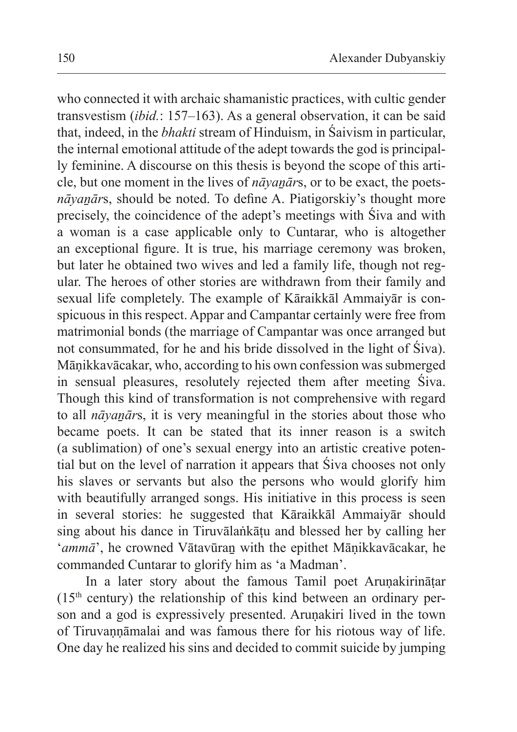who connected it with archaic shamanistic practices, with cultic gender transvestism (*ibid.*: 157–163). As a general observation, it can be said that, indeed, in the *bhakti* stream of Hinduism, in Śaivism in particular, the internal emotional attitude of the adept towards the god is principally feminine. A discourse on this thesis is beyond the scope of this article, but one moment in the lives of *nāyaṉār*s, or to be exact, the poets-*nāyaṉār*s, should be noted. To define A. Piatigorskiy's thought more precisely, the coincidence of the adept's meetings with Śiva and with a woman is a case applicable only to Cuntarar, who is altogether an exceptional figure. It is true, his marriage ceremony was broken, but later he obtained two wives and led a family life, though not regular. The heroes of other stories are withdrawn from their family and sexual life completely. The example of Kāraikkāl Ammaiyār is conspicuous in this respect. Appar and Campantar certainly were free from matrimonial bonds (the marriage of Campantar was once arranged but not consummated, for he and his bride dissolved in the light of Śiva). Māṇikkavācakar, who, according to his own confession was submerged in sensual pleasures, resolutely rejected them after meeting Śiva. Though this kind of transformation is not comprehensive with regard to all *nāyaṉār*s, it is very meaningful in the stories about those who became poets. It can be stated that its inner reason is a switch (a sublimation) of one's sexual energy into an artistic creative potential but on the level of narration it appears that Śiva chooses not only his slaves or servants but also the persons who would glorify him with beautifully arranged songs. His initiative in this process is seen in several stories: he suggested that Kāraikkāl Ammaiyār should sing about his dance in Tiruvālaṅkāṭu and blessed her by calling her '*ammā*', he crowned Vātavūraṉ with the epithet Māṇikkavācakar, he commanded Cuntarar to glorify him as 'a Madman'.

In a later story about the famous Tamil poet Aruṇakirināṭar (15th century) the relationship of this kind between an ordinary person and a god is expressively presented. Aruṇakiri lived in the town of Tiruvaṇṇāmalai and was famous there for his riotous way of life. One day he realized his sins and decided to commit suicide by jumping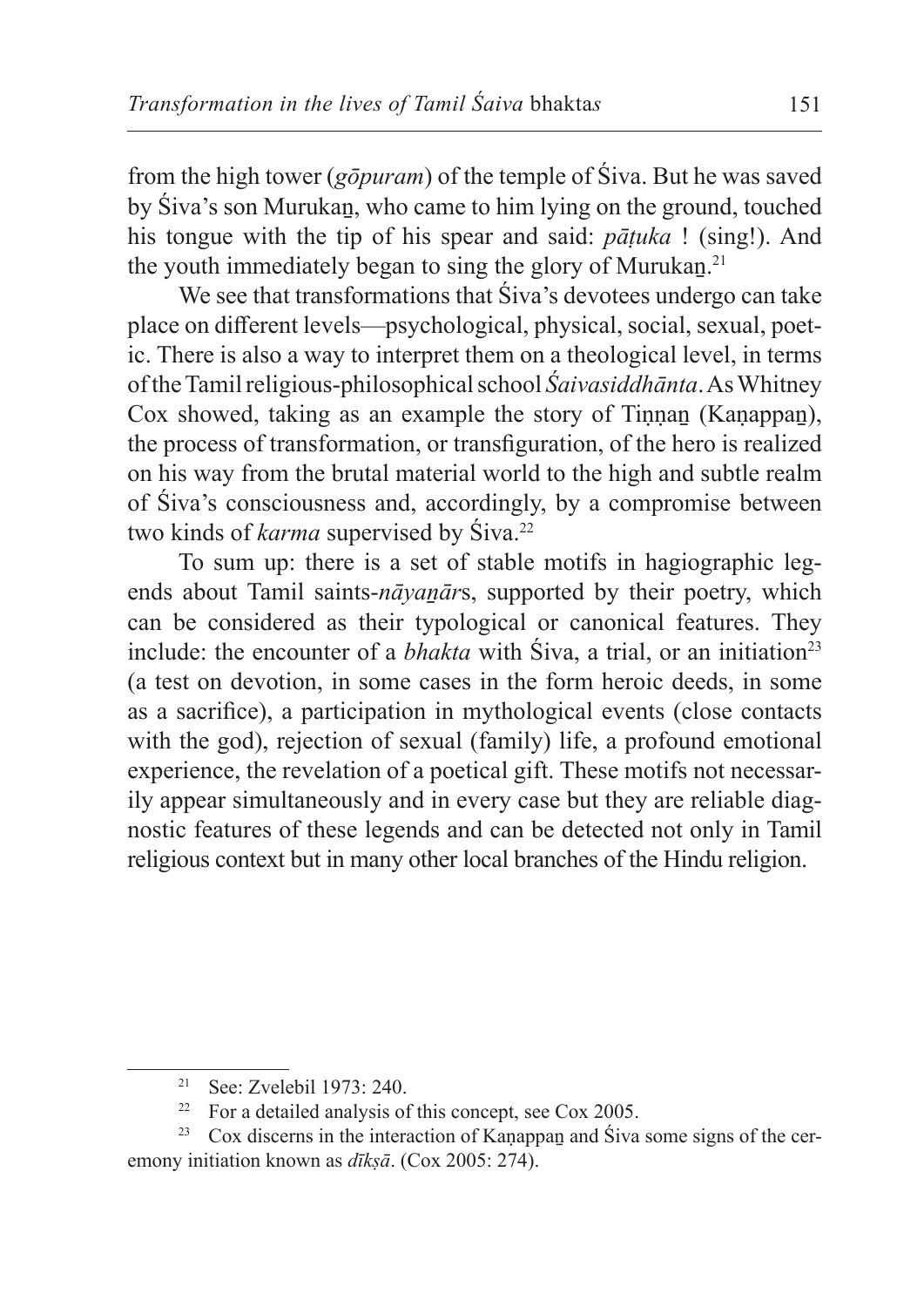from the high tower (*gōpuram*) of the temple of Śiva. But he was saved by Śiva's son Murukaṉ, who came to him lying on the ground, touched his tongue with the tip of his spear and said: *pāṭuka* ! (sing!). And the youth immediately began to sing the glory of Murukaṉ.[21]

We see that transformations that Śiva's devotees undergo can take place on different levels—psychological, physical, social, sexual, poetic. There is also a way to interpret them on a theological level, in terms of the Tamil religious-philosophical school *Śaivasiddhānta*. As Whitney Cox showed, taking as an example the story of Tiṇṇaṉ (Kaṇappaṉ), the process of transformation, or transfiguration, of the hero is realized on his way from the brutal material world to the high and subtle realm of Śiva's consciousness and, accordingly, by a compromise between two kinds of *karma* supervised by Śiva.[22]

To sum up: there is a set of stable motifs in hagiographic legends about Tamil saints-*nāyaṉār*s, supported by their poetry, which can be considered as their typological or canonical features. They include: the encounter of a *bhakta* with Śiva, a trial, or an initiation[23] (a test on devotion, in some cases in the form heroic deeds, in some as a sacrifice), a participation in mythological events (close contacts with the god), rejection of sexual (family) life, a profound emotional experience, the revelation of a poetical gift. These motifs not necessarily appear simultaneously and in every case but they are reliable diagnostic features of these legends and can be detected not only in Tamil religious context but in many other local branches of the Hindu religion.

---

[21] See: Zvelebil 1973: 240.

[22] For a detailed analysis of this concept, see Cox 2005.

[23] Cox discerns in the interaction of Kaṇappaṉ and Śiva some signs of the ceremony initiation known as *dīkṣā*. (Cox 2005: 274).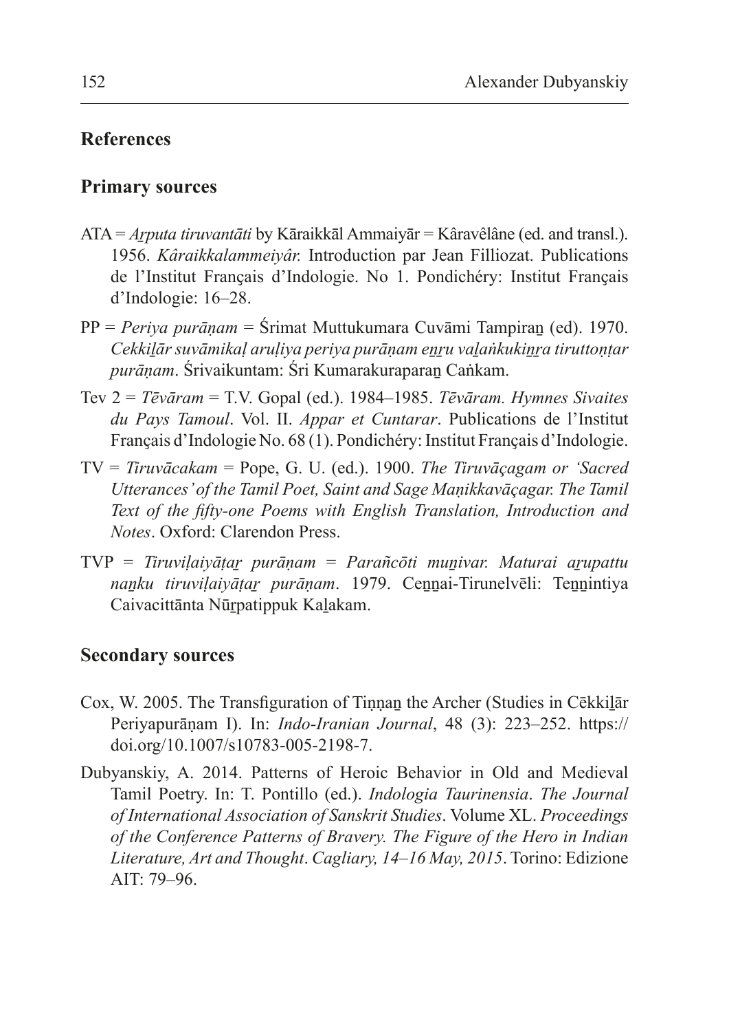## References

### Primary sources

- ATA = *Aṟputa tiruvantāti* by Kāraikkāl Ammaiyār = Kâravêlâne (ed. and transl.). 1956. *Kâraikkalammeiyâr.* Introduction par Jean Filliozat. Publications de l'Institut Français d'Indologie. No 1. Pondichéry: Institut Français d'Indologie: 16–28.
- PP = *Periya purāṇam* = Śrimat Muttukumara Cuvāmi Tampiraṉ (ed). 1970. *Cekkiḻār suvāmikaḷ aruḷiya periya purāṇam eṉṟu vaḻaṅkukiṉṟa tiruttoṇṭar purāṇam*. Śrivaikuntam: Śri Kumarakuraparaṉ Caṅkam.
- Tev 2 = *Tēvāram* = T.V. Gopal (ed.). 1984–1985. *Tēvāram. Hymnes Sivaites du Pays Tamoul*. Vol. II. *Appar et Cuntarar*. Publications de l'Institut Français d'Indologie No. 68 (1). Pondichéry: Institut Français d'Indologie.
- TV = *Tiruvācakam* = Pope, G. U. (ed.). 1900. *The Tiruvāçagam or 'Sacred Utterances' of the Tamil Poet, Saint and Sage Maṇikkavāçagar. The Tamil Text of the fifty-one Poems with English Translation, Introduction and Notes*. Oxford: Clarendon Press.
- TVP = *Tiruviḷaiyāṭaṟ purāṇam = Parañcōti muṉivar. Maturai aṟupattu naṉku tiruviḷaiyāṭaṟ purāṇam*. 1979. Ceṉṉai-Tirunelvēli: Teṉṉintiya Caivacittānta Nūṟpatippuk Kaḻakam.

### Secondary sources

- Cox, W. 2005. The Transfiguration of Tiṇṇaṉ the Archer (Studies in Cēkkiḻār Periyapurāṇam I). In: *Indo-Iranian Journal*, 48 (3): 223–252. https://doi.org/10.1007/s10783-005-2198-7.
- Dubyanskiy, A. 2014. Patterns of Heroic Behavior in Old and Medieval Tamil Poetry. In: T. Pontillo (ed.). *Indologia Taurinensia*. *The Journal of International Association of Sanskrit Studies*. Volume XL. *Proceedings of the Conference Patterns of Bravery. The Figure of the Hero in Indian Literature, Art and Thought*. *Cagliary, 14–16 May, 2015*. Torino: Edizione AIT: 79–96.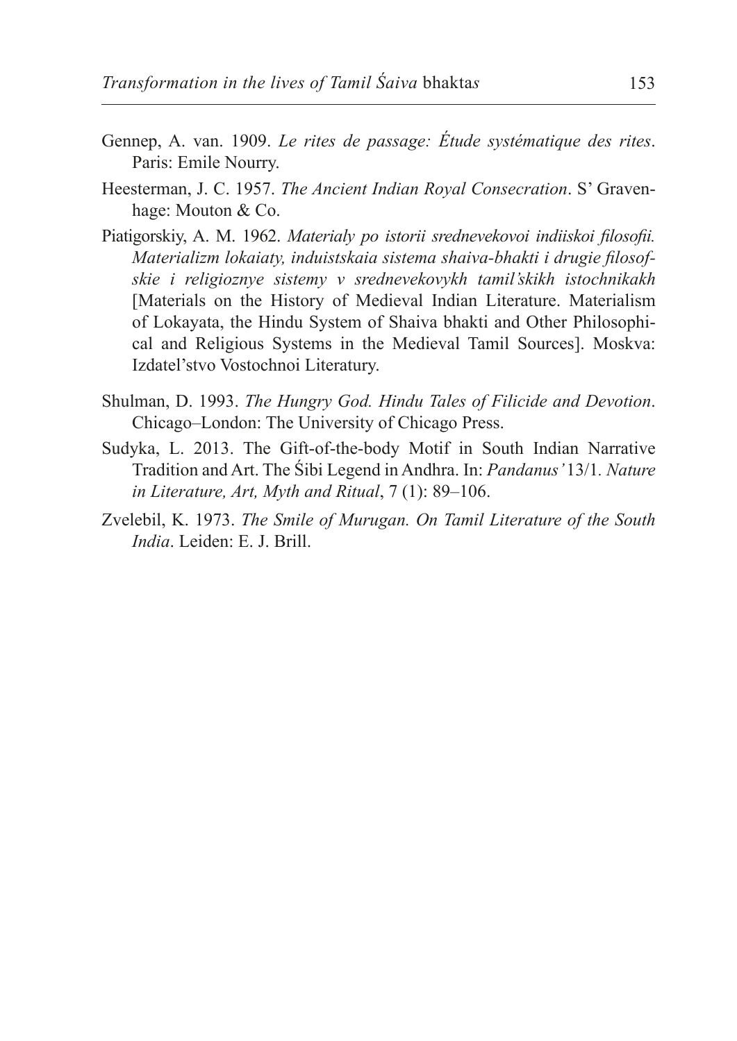Gennep, A. van. 1909. *Le rites de passage: Étude systématique des rites*. Paris: Emile Nourry.

Heesterman, J. C. 1957. *The Ancient Indian Royal Consecration*. S' Gravenhage: Mouton & Co.

Piatigorskiy, A. M. 1962. *Materialy po istorii srednevekovoi indiiskoi filosofii. Materializm lokaiaty, induistskaia sistema shaiva-bhakti i drugie filosofskie i religioznye sistemy v srednevekovykh tamil'skikh istochnikakh* [Materials on the History of Medieval Indian Literature. Materialism of Lokayata, the Hindu System of Shaiva bhakti and Other Philosophical and Religious Systems in the Medieval Tamil Sources]. Moskva: Izdatel'stvo Vostochnoi Literatury.

Shulman, D. 1993. *The Hungry God. Hindu Tales of Filicide and Devotion*. Chicago–London: The University of Chicago Press.

Sudyka, L. 2013. The Gift-of-the-body Motif in South Indian Narrative Tradition and Art. The Śibi Legend in Andhra. In: *Pandanus'* 13/1. *Nature in Literature, Art, Myth and Ritual*, 7 (1): 89–106.

Zvelebil, K. 1973. *The Smile of Murugan. On Tamil Literature of the South India*. Leiden: E. J. Brill.